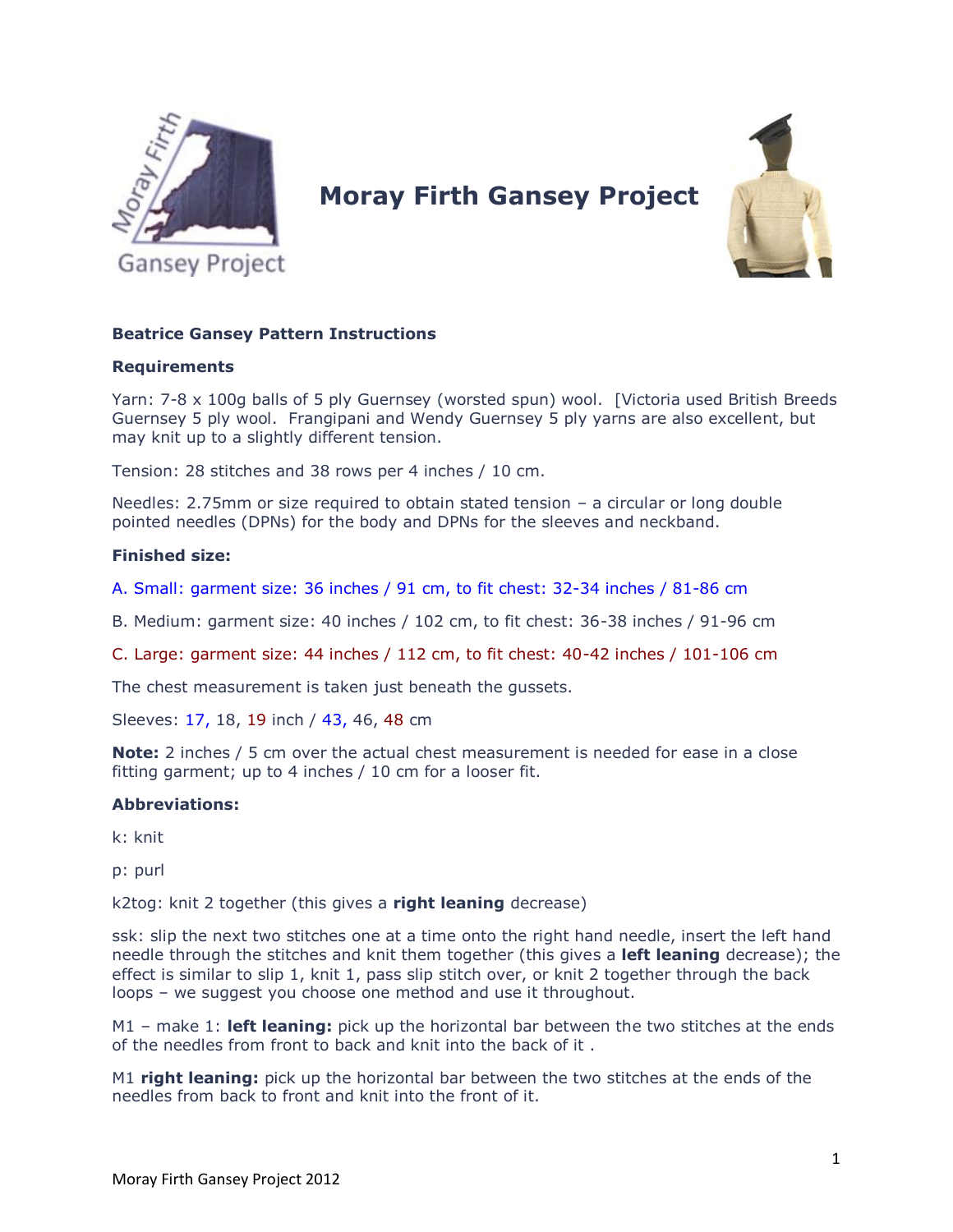# Moray Firth Gansey Project

**Beatrice Gansey Pattern Instructions**

**Requirements**

Yarn: 7-8 x 100g balls of 5 ply Guernsey (worsted spun) wool. [Victoria used British Breeds Guernsey 5 ply wool. Frangipani and Wendy Guernsey 5 ply yarns are also excellent, but may knit up to a slightly different tension.

Tension: 28 stitches and 38 rows per 4 inches / 10 cm.

Needles: 2.75mm or size required to obtain stated tension – a circular or long double pointed needles (DPNs) for the body and DPNs for the sleeves and neckband.

**Finished size:**

A. Small: garment size: 36 inches / 91 cm, to fit chest: 32-34 inches / 81-86 cm

B. Medium: garment size: 40 inches / 102 cm, to fit chest: 36-38 inches / 91-96 cm

C. Large: garment size: 44 inches / 112 cm, to fit chest: 40-42 inches / 101-106 cm

The chest measurement is taken just beneath the gussets.

Sleeves: 17, 18, 19 inch / 43, 46, 48 cm

**Note:** 2 inches / 5 cm over the actual chest measurement is needed for ease in a close fitting garment; up to 4 inches / 10 cm for a looser fit.

**Abbreviations:**

k: knit

p: purl

k2tog: knit 2 together (this gives a **right leaning** decrease)

ssk: slip the next two stitches one at a time onto the right hand needle, insert the left hand needle through the stitches and knit them together (this gives a **left leaning** decrease); the effect is similar to slip 1, knit 1, pass slip stitch over, or knit 2 together through the back loops – we suggest you choose one method and use it throughout.

M1 – make 1: **left leaning:** pick up the horizontal bar between the two stitches at the ends of the needles from front to back and knit into the back of it .

M1 **right leaning:** pick up the horizontal bar between the two stitches at the ends of the needles from back to front and knit into the front of it.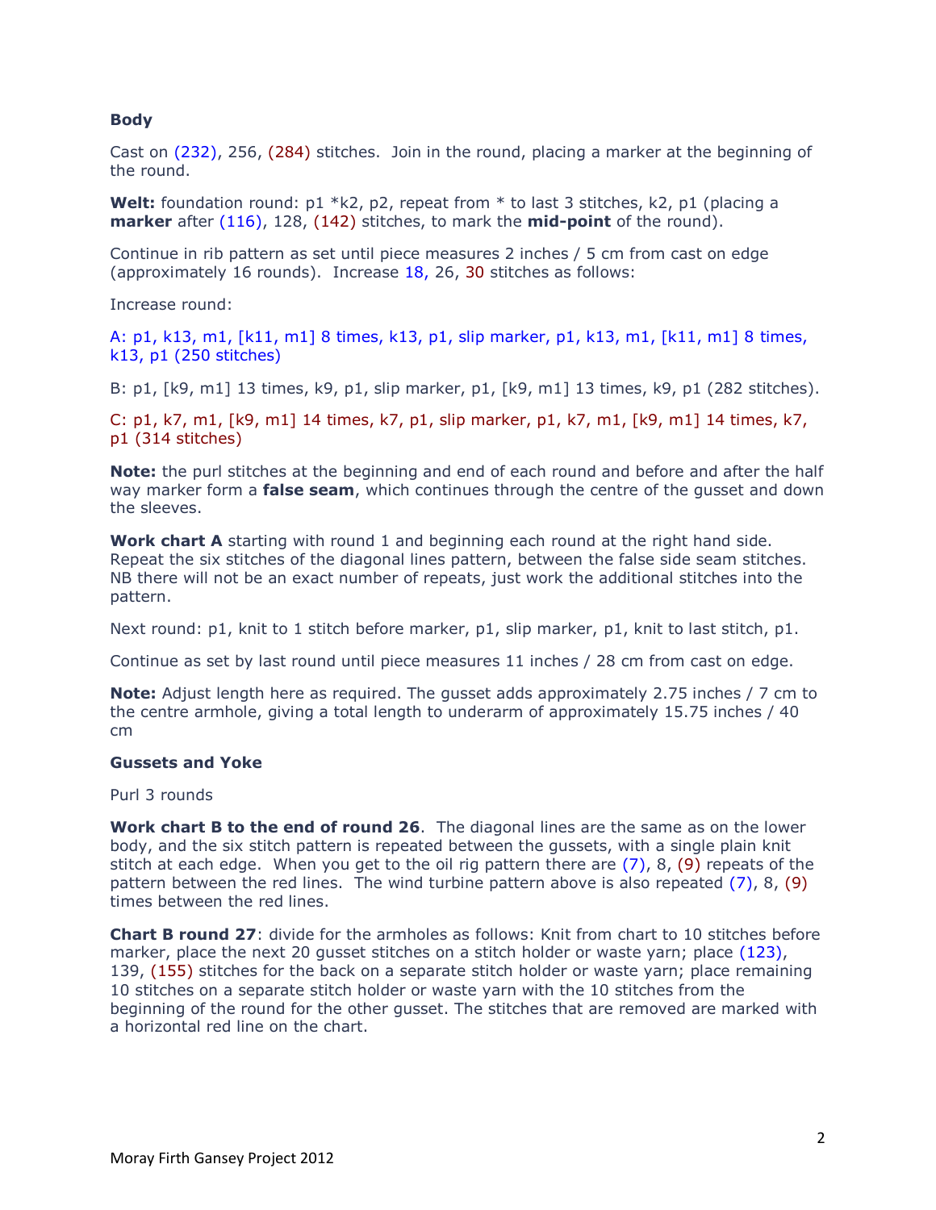**Body**

Cast on (232), 256, (284) stitches. Join in the round, placing a marker at the beginning of the round.

**Welt:** foundation round: p1 *k2, p2, repeat from * to last 3 stitches, k2, p1 (placing a **marker** after (116), 128, (142) stitches, to mark the **mid-point** of the round).

Continue in rib pattern as set until piece measures 2 inches / 5 cm from cast on edge (approximately 16 rounds). Increase 18, 26, 30 stitches as follows:

Increase round:

A: p1, k13, m1, [k11, m1] 8 times, k13, p1, slip marker, p1, k13, m1, [k11, m1] 8 times, k13, p1 (250 stitches)

B: p1, [k9, m1] 13 times, k9, p1, slip marker, p1, [k9, m1] 13 times, k9, p1 (282 stitches).

C: p1, k7, m1, [k9, m1] 14 times, k7, p1, slip marker, p1, k7, m1, [k9, m1] 14 times, k7, p1 (314 stitches)

**Note:** the purl stitches at the beginning and end of each round and before and after the half way marker form a **false seam**, which continues through the centre of the gusset and down the sleeves.

**Work chart A** starting with round 1 and beginning each round at the right hand side. Repeat the six stitches of the diagonal lines pattern, between the false side seam stitches. NB there will not be an exact number of repeats, just work the additional stitches into the pattern.

Next round: p1, knit to 1 stitch before marker, p1, slip marker, p1, knit to last stitch, p1.

Continue as set by last round until piece measures 11 inches / 28 cm from cast on edge.

**Note:** Adjust length here as required. The gusset adds approximately 2.75 inches / 7 cm to the centre armhole, giving a total length to underarm of approximately 15.75 inches / 40 cm

**Gussets and Yoke**

Purl 3 rounds

**Work chart B to the end of round 26**. The diagonal lines are the same as on the lower body, and the six stitch pattern is repeated between the gussets, with a single plain knit stitch at each edge. When you get to the oil rig pattern there are (7), 8, (9) repeats of the pattern between the red lines. The wind turbine pattern above is also repeated (7), 8, (9) times between the red lines.

**Chart B round 27**: divide for the armholes as follows: Knit from chart to 10 stitches before marker, place the next 20 gusset stitches on a stitch holder or waste yarn; place (123), 139, (155) stitches for the back on a separate stitch holder or waste yarn; place remaining 10 stitches on a separate stitch holder or waste yarn with the 10 stitches from the beginning of the round for the other gusset. The stitches that are removed are marked with a horizontal red line on the chart.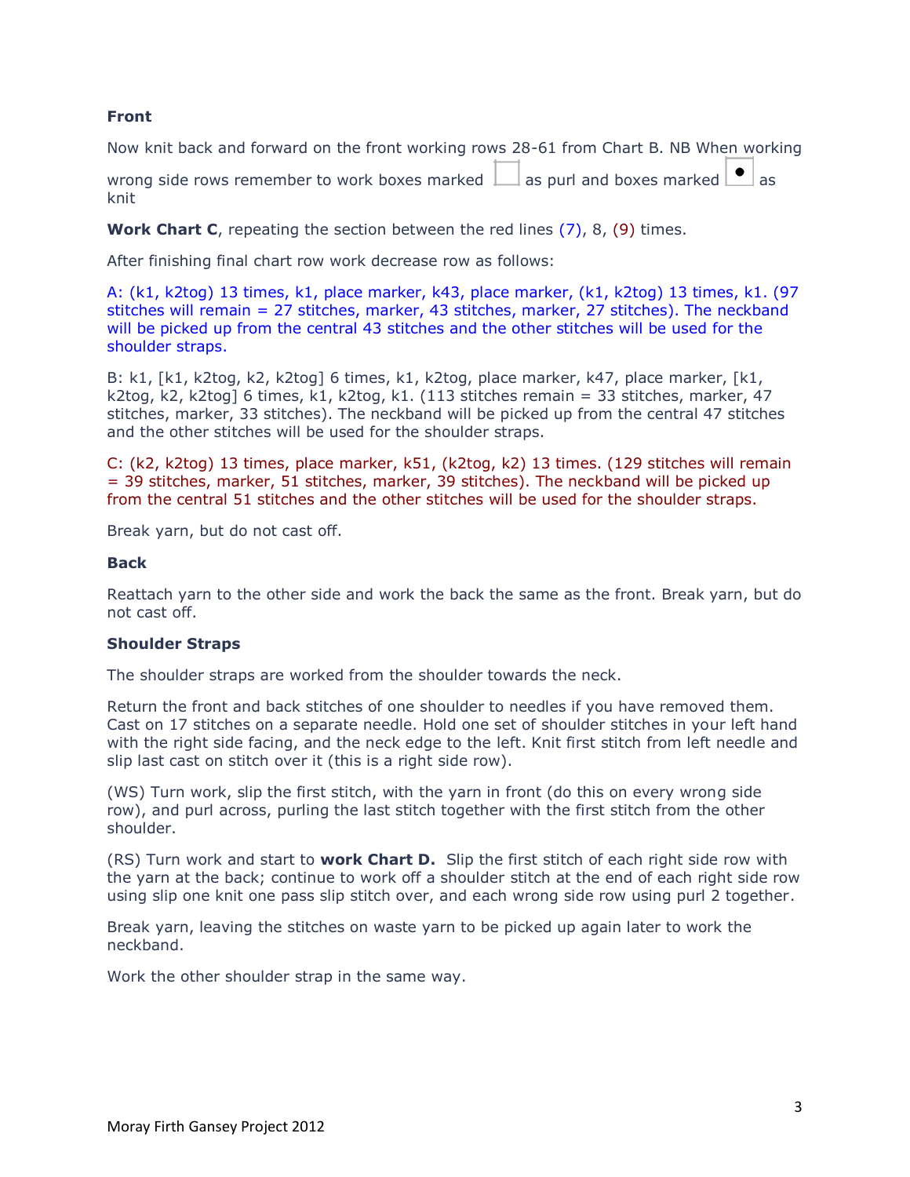### Front

Now knit back and forward on the front working rows 28-61 from Chart B. NB When working wrong side rows remember to work boxes marked ☐ as purl and boxes marked ⊡ as knit

**Work Chart C**, repeating the section between the red lines (7), 8, (9) times.

After finishing final chart row work decrease row as follows:

A: (k1, k2tog) 13 times, k1, place marker, k43, place marker, (k1, k2tog) 13 times, k1. (97 stitches will remain = 27 stitches, marker, 43 stitches, marker, 27 stitches). The neckband will be picked up from the central 43 stitches and the other stitches will be used for the shoulder straps.

B: k1, [k1, k2tog, k2, k2tog] 6 times, k1, k2tog, place marker, k47, place marker, [k1, k2tog, k2, k2tog] 6 times, k1, k2tog, k1. (113 stitches remain = 33 stitches, marker, 47 stitches, marker, 33 stitches). The neckband will be picked up from the central 47 stitches and the other stitches will be used for the shoulder straps.

C: (k2, k2tog) 13 times, place marker, k51, (k2tog, k2) 13 times. (129 stitches will remain = 39 stitches, marker, 51 stitches, marker, 39 stitches). The neckband will be picked up from the central 51 stitches and the other stitches will be used for the shoulder straps.

Break yarn, but do not cast off.

### Back

Reattach yarn to the other side and work the back the same as the front. Break yarn, but do not cast off.

### Shoulder Straps

The shoulder straps are worked from the shoulder towards the neck.

Return the front and back stitches of one shoulder to needles if you have removed them. Cast on 17 stitches on a separate needle. Hold one set of shoulder stitches in your left hand with the right side facing, and the neck edge to the left. Knit first stitch from left needle and slip last cast on stitch over it (this is a right side row).

(WS) Turn work, slip the first stitch, with the yarn in front (do this on every wrong side row), and purl across, purling the last stitch together with the first stitch from the other shoulder.

(RS) Turn work and start to **work Chart D.** Slip the first stitch of each right side row with the yarn at the back; continue to work off a shoulder stitch at the end of each right side row using slip one knit one pass slip stitch over, and each wrong side row using purl 2 together.

Break yarn, leaving the stitches on waste yarn to be picked up again later to work the neckband.

Work the other shoulder strap in the same way.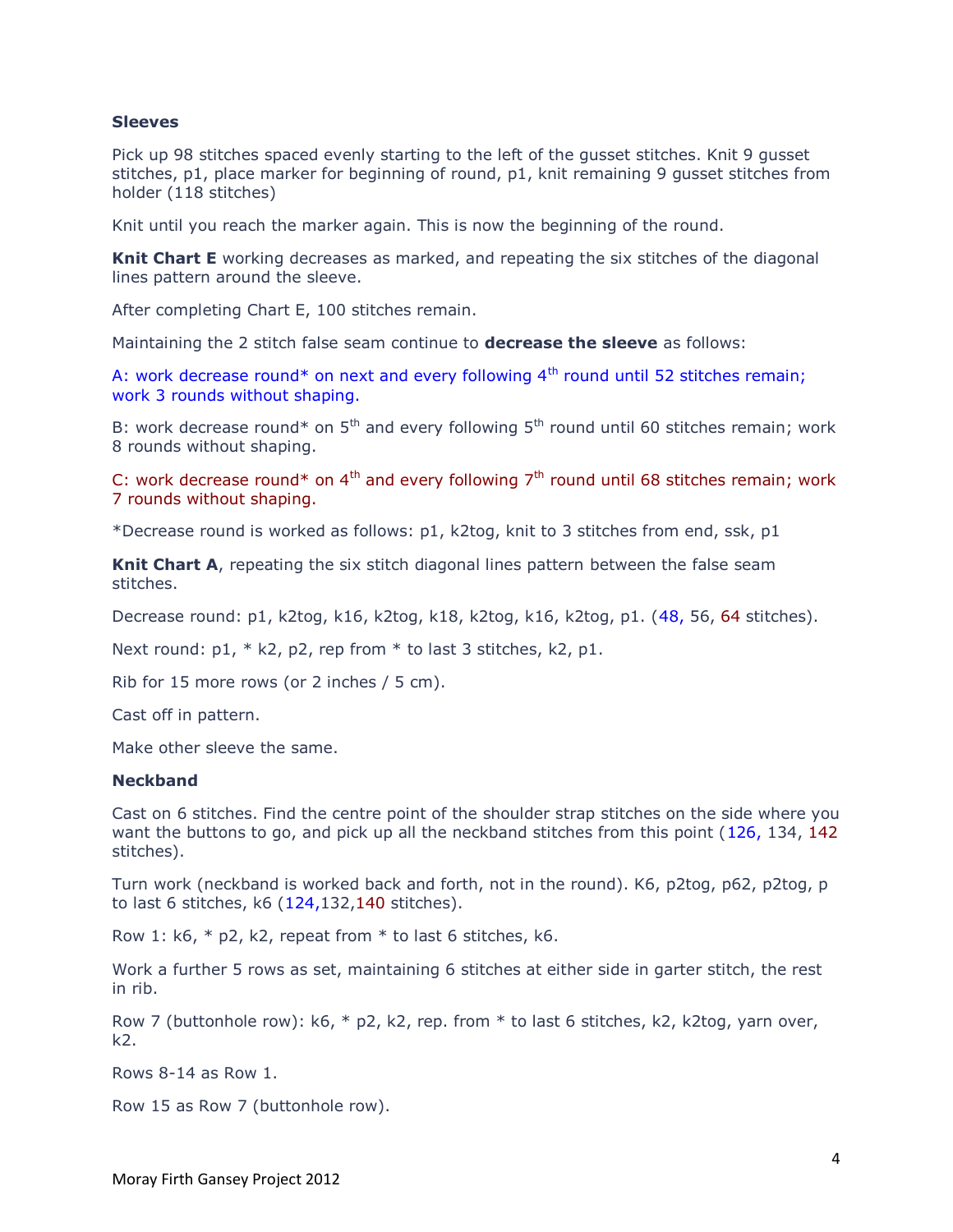**Sleeves**

Pick up 98 stitches spaced evenly starting to the left of the gusset stitches. Knit 9 gusset stitches, p1, place marker for beginning of round, p1, knit remaining 9 gusset stitches from holder (118 stitches)

Knit until you reach the marker again. This is now the beginning of the round.

**Knit Chart E** working decreases as marked, and repeating the six stitches of the diagonal lines pattern around the sleeve.

After completing Chart E, 100 stitches remain.

Maintaining the 2 stitch false seam continue to **decrease the sleeve** as follows:

A: work decrease round* on next and every following 4th round until 52 stitches remain; work 3 rounds without shaping.

B: work decrease round* on 5th and every following 5th round until 60 stitches remain; work 8 rounds without shaping.

C: work decrease round* on 4th and every following 7th round until 68 stitches remain; work 7 rounds without shaping.

*Decrease round is worked as follows: p1, k2tog, knit to 3 stitches from end, ssk, p1

**Knit Chart A**, repeating the six stitch diagonal lines pattern between the false seam stitches.

Decrease round: p1, k2tog, k16, k2tog, k18, k2tog, k16, k2tog, p1. (48, 56, 64 stitches).

Next round: p1, * k2, p2, rep from * to last 3 stitches, k2, p1.

Rib for 15 more rows (or 2 inches / 5 cm).

Cast off in pattern.

Make other sleeve the same.

**Neckband**

Cast on 6 stitches. Find the centre point of the shoulder strap stitches on the side where you want the buttons to go, and pick up all the neckband stitches from this point (126, 134, 142 stitches).

Turn work (neckband is worked back and forth, not in the round). K6, p2tog, p62, p2tog, p to last 6 stitches, k6 (124,132,140 stitches).

Row 1: k6, * p2, k2, repeat from * to last 6 stitches, k6.

Work a further 5 rows as set, maintaining 6 stitches at either side in garter stitch, the rest in rib.

Row 7 (buttonhole row): k6, * p2, k2, rep. from * to last 6 stitches, k2, k2tog, yarn over, k2.

Rows 8-14 as Row 1.

Row 15 as Row 7 (buttonhole row).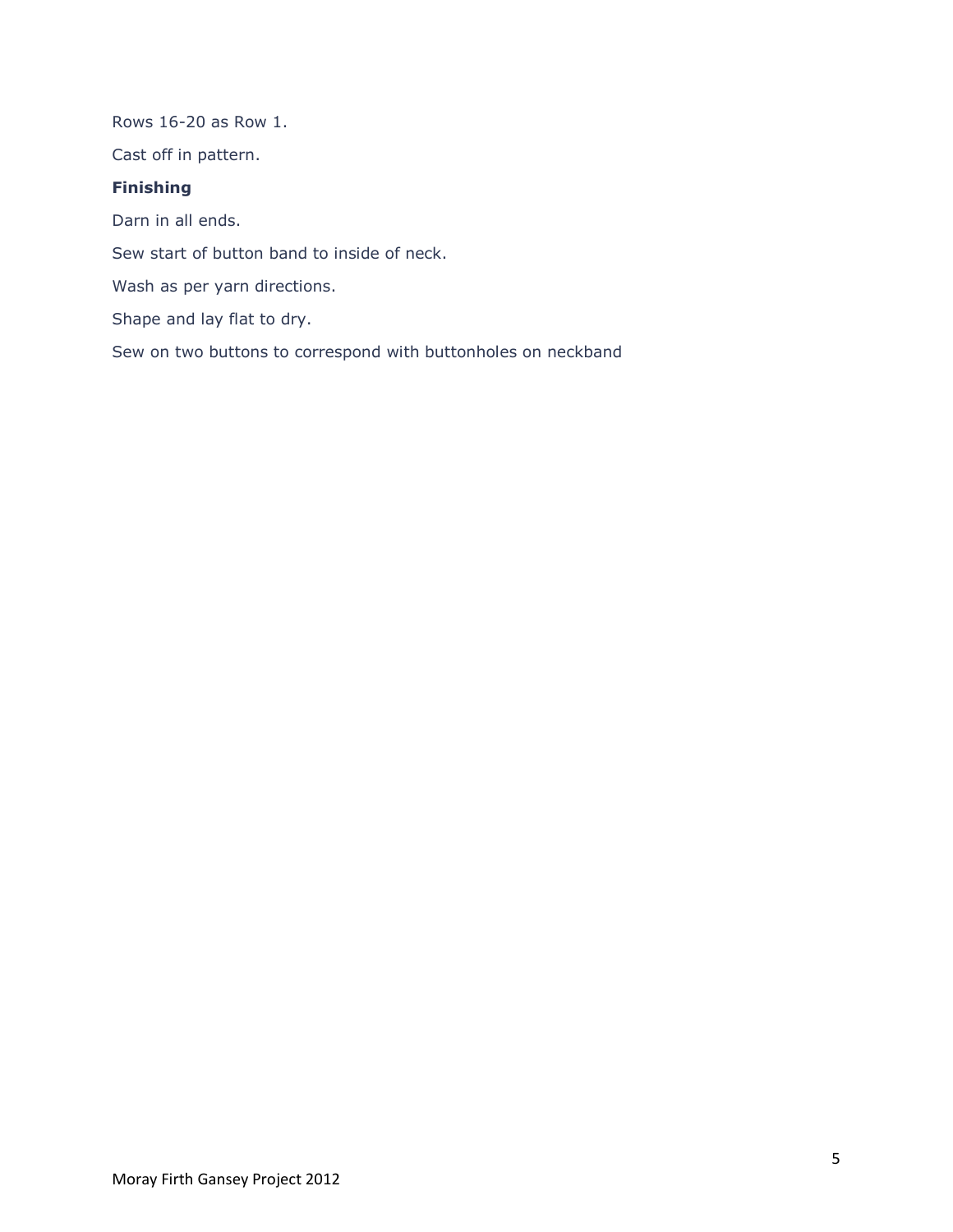Rows 16-20 as Row 1.

Cast off in pattern.

**Finishing**

Darn in all ends.

Sew start of button band to inside of neck.

Wash as per yarn directions.

Shape and lay flat to dry.

Sew on two buttons to correspond with buttonholes on neckband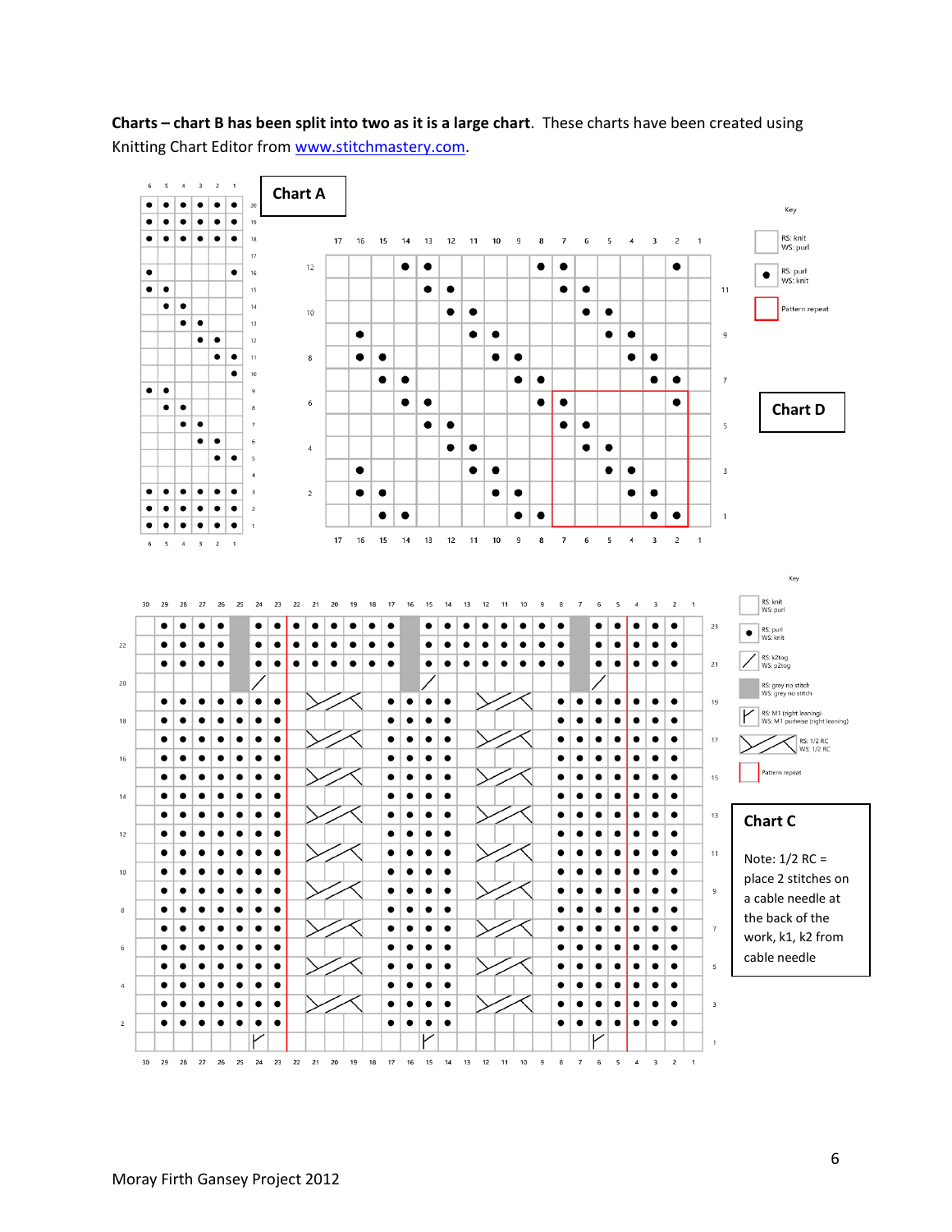**Charts – chart B has been split into two as it is a large chart**. These charts have been created using Knitting Chart Editor from www.stitchmastery.com.

**Chart A**

**Chart D**

Key

RS: knit
WS: purl

RS: purl
WS: knit

Pattern repeat

Key

RS: knit
WS: purl

RS: purl
WS: knit

RS: k2tog
WS: p2tog

RS: grey no stitch
WS: grey no stitch

RS: M1 (right leaning)
WS: M1 purlwise (right leaning)

RS: 1/2 RC
WS: 1/2 RC

Pattern repeat

**Chart C**

Note: 1/2 RC = place 2 stitches on a cable needle at the back of the work, k1, k2 from cable needle

Moray Firth Gansey Project 2012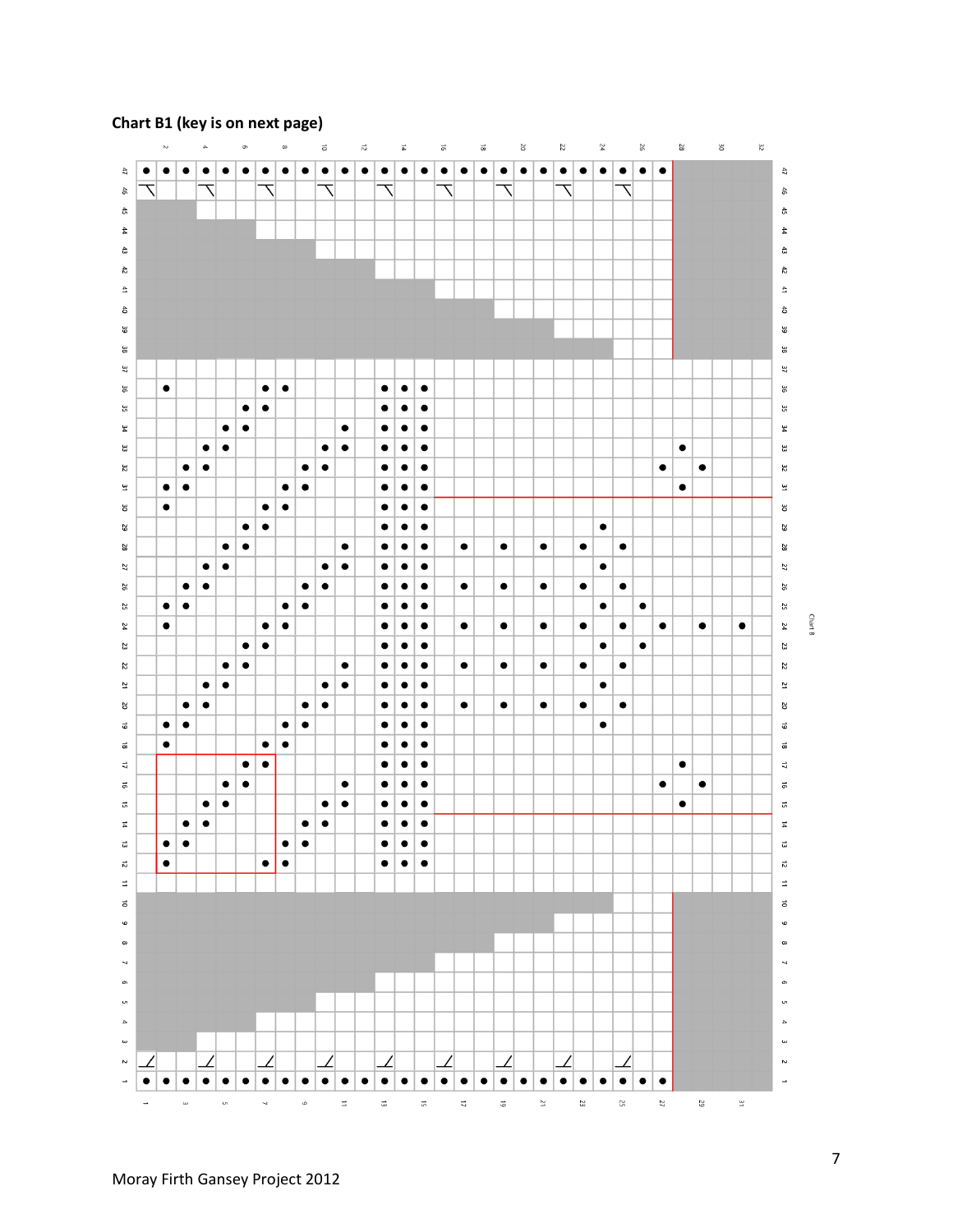**Chart B1 (key is on next page)**

Moray Firth Gansey Project 2012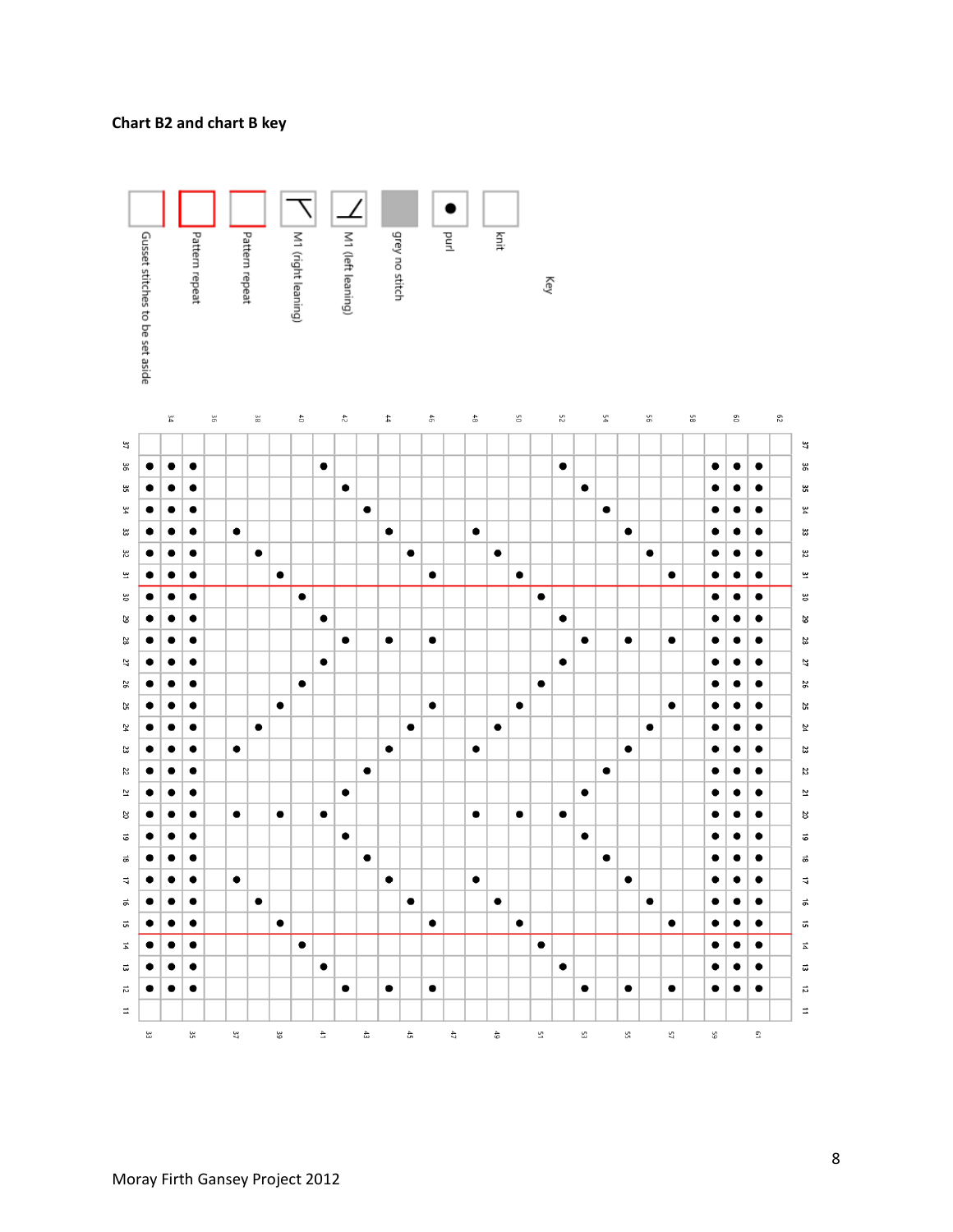**Chart B2 and chart B key**

**Key**

| Symbol | Meaning |
| --- | --- |
| (blank square) | knit |
| ● | purl |
| (grey square) | grey no stitch |
| (left-leaning symbol) | M1 (left leaning) |
| (right-leaning symbol) | M1 (right leaning) |
| (red outline) | Pattern repeat |
| (red outline) | Pattern repeat |
| (red border) | Gusset stitches to be set aside |

Moray Firth Gansey Project 2012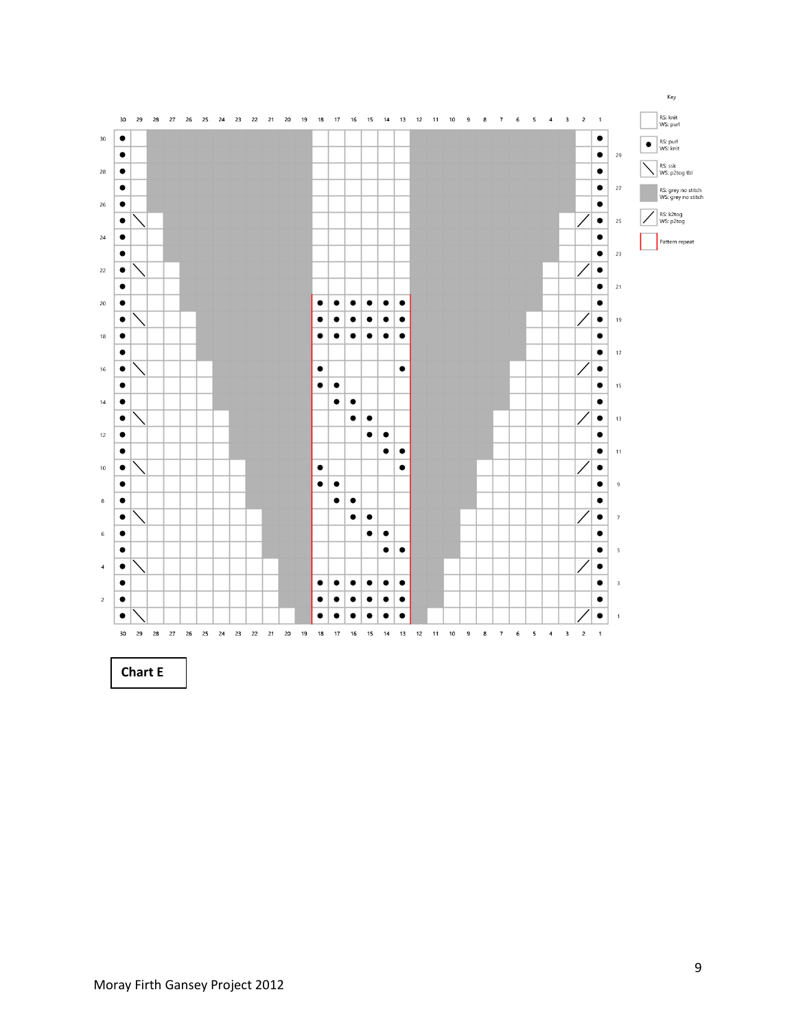Key

| Symbol | Meaning |
| --- | --- |
| (blank) | RS: knit<br>WS: purl |
| ● | RS: purl<br>WS: knit |
| \ | RS: ssk<br>WS: p2tog tbl |
| (grey) | RS: grey no stitch<br>WS: grey no stitch |
| / | RS: k2tog<br>WS: p2tog |
| (red outline) | Pattern repeat |

**Chart E**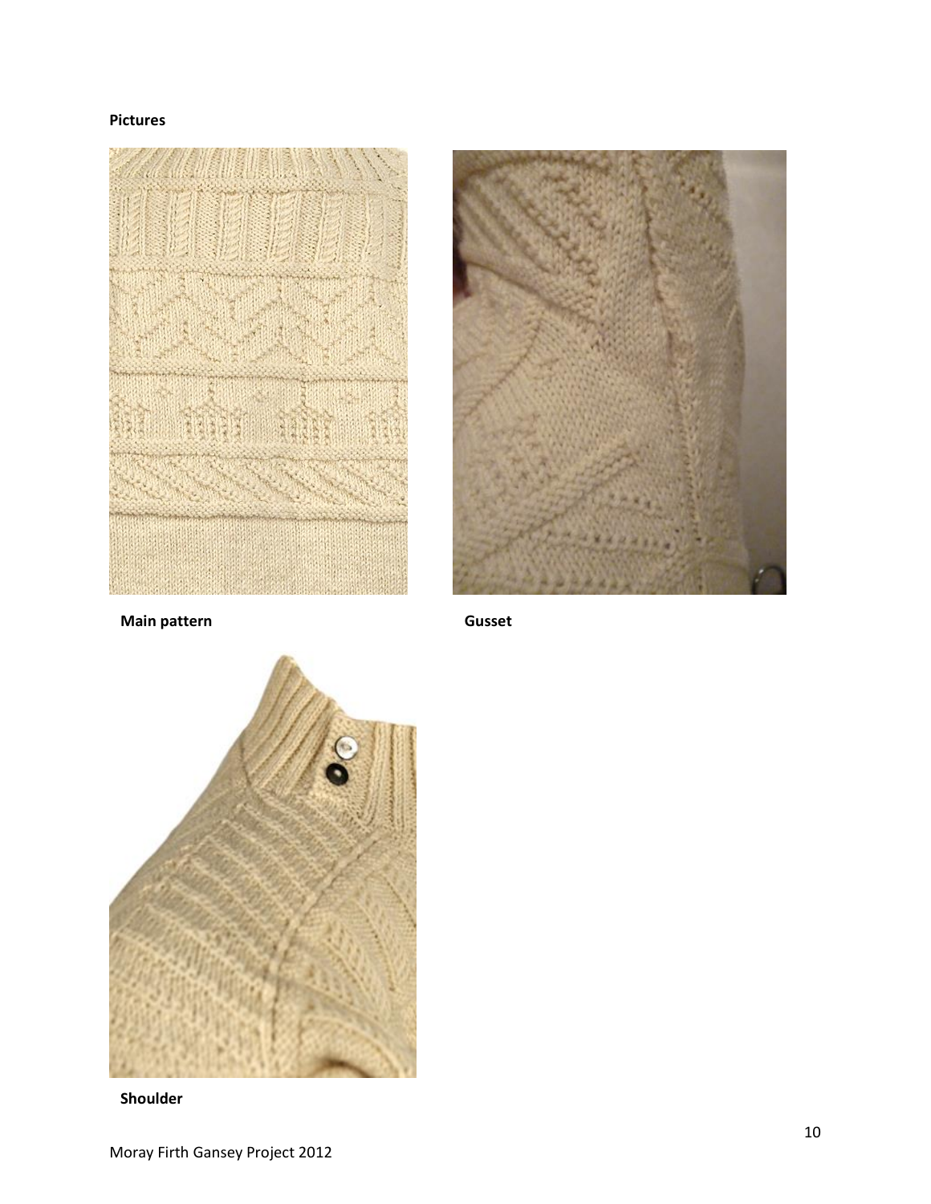**Pictures**

Main pattern

Gusset

Shoulder